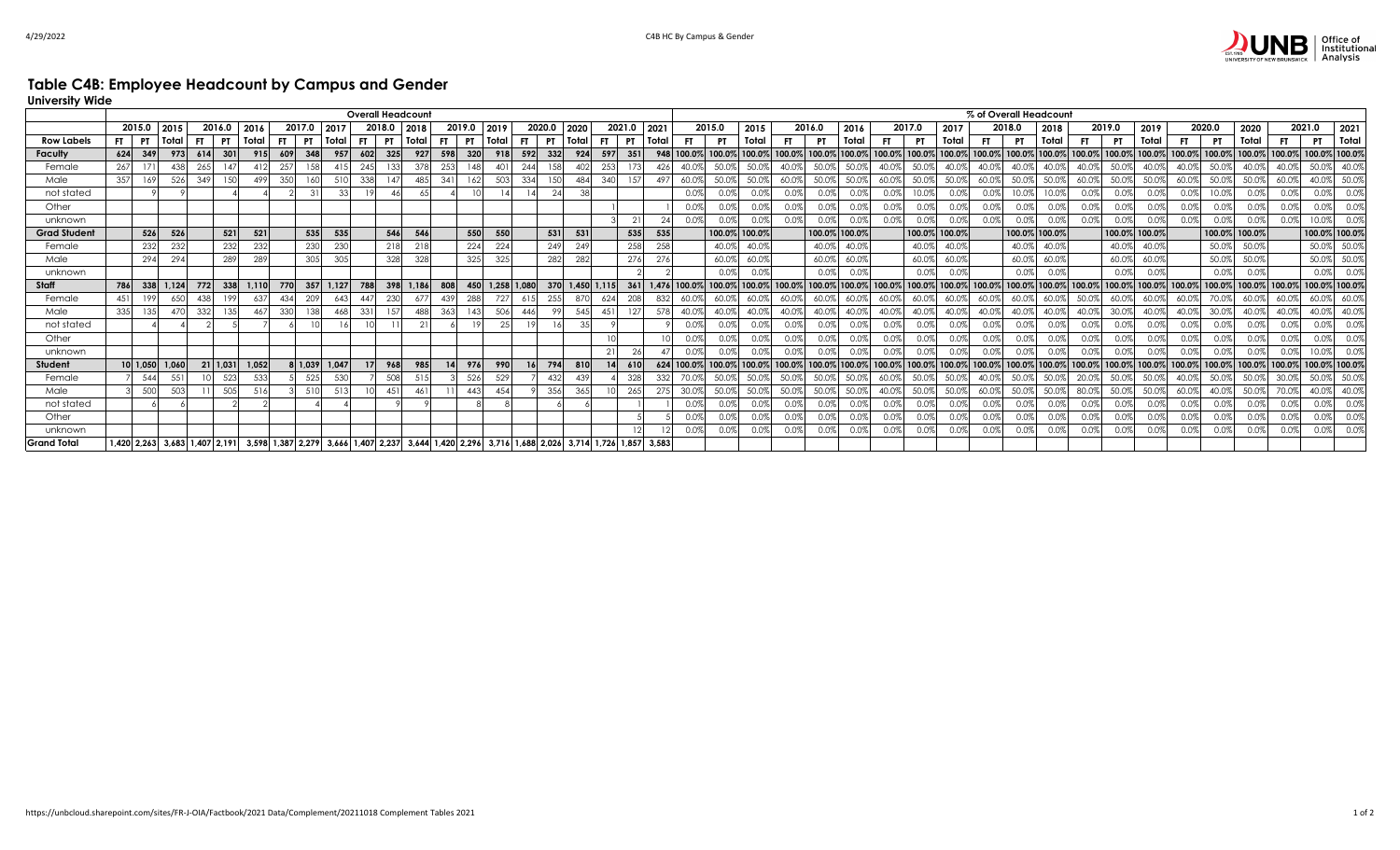# Table C4B: Employee Headcount by Campus and Gender

## University Wide

| | Overall Headcount | | | | | | | | | | | | | | | | | | | | | % of Overall Headcount | | | | | | | | | | | | | | | | | | | | |
|---|---|---|---|---|---|---|---|---|---|---|---|---|---|---|---|---|---|---|---|---|---|---|---|---|---|---|---|---|---|---|---|---|---|---|---|---|---|---|---|---|---|---|
| | 2015.0 | | 2015 | 2016.0 | | 2016 | 2017.0 | | 2017 | 2018.0 | | 2018 | 2019.0 | | 2019 | 2020.0 | | 2020 | 2021.0 | | 2021 | 2015.0 | | 2015 | 2016.0 | | 2016 | 2017.0 | | 2017 | 2018.0 | | 2018 | 2019.0 | | 2019 | 2020.0 | | 2020 | 2021.0 | | 2021 |
| **Row Labels** | **FT** | **PT** | **Total** | **FT** | **PT** | **Total** | **FT** | **PT** | **Total** | **FT** | **PT** | **Total** | **FT** | **PT** | **Total** | **FT** | **PT** | **Total** | **FT** | **PT** | **Total** | **FT** | **PT** | **Total** | **FT** | **PT** | **Total** | **FT** | **PT** | **Total** | **FT** | **PT** | **Total** | **FT** | **PT** | **Total** | **FT** | **PT** | **Total** | **FT** | **PT** | **Total** |
| **Faculty** | **624** | **349** | **973** | **614** | **301** | **915** | **609** | **348** | **957** | **602** | **325** | **927** | **598** | **320** | **918** | **592** | **332** | **924** | **597** | **351** | **948** | **100.0%** | **100.0%** | **100.0%** | **100.0%** | **100.0%** | **100.0%** | **100.0%** | **100.0%** | **100.0%** | **100.0%** | **100.0%** | **100.0%** | **100.0%** | **100.0%** | **100.0%** | **100.0%** | **100.0%** | **100.0%** | **100.0%** | **100.0%** | **100.0%** |
| Female | 267 | 171 | 438 | 265 | 147 | 412 | 257 | 158 | 415 | 245 | 133 | 378 | 253 | 148 | 401 | 244 | 158 | 402 | 253 | 173 | 426 | 40.0% | 50.0% | 50.0% | 40.0% | 50.0% | 50.0% | 40.0% | 50.0% | 40.0% | 40.0% | 40.0% | 40.0% | 40.0% | 50.0% | 40.0% | 40.0% | 50.0% | 40.0% | 40.0% | 50.0% | 40.0% |
| Male | 357 | 169 | 526 | 349 | 150 | 499 | 350 | 160 | 510 | 338 | 147 | 485 | 341 | 162 | 503 | 334 | 150 | 484 | 340 | 157 | 497 | 60.0% | 50.0% | 50.0% | 60.0% | 50.0% | 50.0% | 60.0% | 50.0% | 50.0% | 60.0% | 50.0% | 50.0% | 60.0% | 50.0% | 50.0% | 60.0% | 50.0% | 50.0% | 60.0% | 40.0% | 50.0% |
| not stated | | 9 | 9 | | 4 | 4 | 2 | 31 | 33 | 19 | 46 | 65 | 4 | 10 | 14 | 14 | 24 | 38 | | | | 0.0% | 0.0% | 0.0% | 0.0% | 0.0% | 0.0% | 0.0% | 10.0% | 0.0% | 0.0% | 10.0% | 10.0% | 0.0% | 0.0% | 0.0% | 0.0% | 10.0% | 0.0% | 0.0% | 0.0% | 0.0% |
| Other | | | | | | | | | | | | | | | | | | | 1 | | 1 | 0.0% | 0.0% | 0.0% | 0.0% | 0.0% | 0.0% | 0.0% | 0.0% | 0.0% | 0.0% | 0.0% | 0.0% | 0.0% | 0.0% | 0.0% | 0.0% | 0.0% | 0.0% | 0.0% | 0.0% | 0.0% |
| unknown | | | | | | | | | | | | | | | | | | | 3 | 21 | 24 | 0.0% | 0.0% | 0.0% | 0.0% | 0.0% | 0.0% | 0.0% | 0.0% | 0.0% | 0.0% | 0.0% | 0.0% | 0.0% | 0.0% | 0.0% | 0.0% | 0.0% | 0.0% | 0.0% | 10.0% | 0.0% |
| **Grad Student** | | **526** | **526** | | **521** | **521** | | **535** | **535** | | **546** | **546** | | **550** | **550** | | **531** | **531** | | **535** | **535** | | **100.0%** | **100.0%** | | **100.0%** | **100.0%** | | **100.0%** | **100.0%** | | **100.0%** | **100.0%** | | **100.0%** | **100.0%** | | **100.0%** | **100.0%** | | **100.0%** | **100.0%** |
| Female | | 232 | 232 | | 232 | 232 | | 230 | 230 | | 218 | 218 | | 224 | 224 | | 249 | 249 | | 258 | 258 | | 40.0% | 40.0% | | 40.0% | 40.0% | | 40.0% | 40.0% | | 40.0% | 40.0% | | 40.0% | 40.0% | | 50.0% | 50.0% | | 50.0% | 50.0% |
| Male | | 294 | 294 | | 289 | 289 | | 305 | 305 | | 328 | 328 | | 325 | 325 | | 282 | 282 | | 276 | 276 | | 60.0% | 60.0% | | 60.0% | 60.0% | | 60.0% | 60.0% | | 60.0% | 60.0% | | 60.0% | 60.0% | | 50.0% | 50.0% | | 50.0% | 50.0% |
| unknown | | | | | | | | | | | | | | | | | | | | 2 | 2 | | 0.0% | 0.0% | | 0.0% | 0.0% | | 0.0% | 0.0% | | 0.0% | 0.0% | | 0.0% | 0.0% | | 0.0% | 0.0% | | 0.0% | 0.0% |
| **Staff** | **786** | **338** | **1,124** | **772** | **338** | **1,110** | **770** | **357** | **1,127** | **788** | **398** | **1,186** | **808** | **450** | **1,258** | **1,080** | **370** | **1,450** | **1,115** | **361** | **1,476** | **100.0%** | **100.0%** | **100.0%** | **100.0%** | **100.0%** | **100.0%** | **100.0%** | **100.0%** | **100.0%** | **100.0%** | **100.0%** | **100.0%** | **100.0%** | **100.0%** | **100.0%** | **100.0%** | **100.0%** | **100.0%** | **100.0%** | **100.0%** | **100.0%** |
| Female | 451 | 199 | 650 | 438 | 199 | 637 | 434 | 209 | 643 | 447 | 230 | 677 | 439 | 288 | 727 | 615 | 255 | 870 | 624 | 208 | 832 | 60.0% | 60.0% | 60.0% | 60.0% | 60.0% | 60.0% | 60.0% | 60.0% | 60.0% | 60.0% | 60.0% | 60.0% | 50.0% | 60.0% | 60.0% | 60.0% | 70.0% | 60.0% | 60.0% | 60.0% | 60.0% |
| Male | 335 | 135 | 470 | 332 | 135 | 467 | 330 | 138 | 468 | 331 | 157 | 488 | 363 | 143 | 506 | 446 | 99 | 545 | 451 | 127 | 578 | 40.0% | 40.0% | 40.0% | 40.0% | 40.0% | 40.0% | 40.0% | 40.0% | 40.0% | 40.0% | 40.0% | 40.0% | 40.0% | 30.0% | 40.0% | 40.0% | 30.0% | 40.0% | 40.0% | 40.0% | 40.0% |
| not stated | | 4 | 4 | 2 | 5 | 7 | 6 | 10 | 16 | 10 | 11 | 21 | 6 | 19 | 25 | 19 | 16 | 35 | 9 | | 9 | 0.0% | 0.0% | 0.0% | 0.0% | 0.0% | 0.0% | 0.0% | 0.0% | 0.0% | 0.0% | 0.0% | 0.0% | 0.0% | 0.0% | 0.0% | 0.0% | 0.0% | 0.0% | 0.0% | 0.0% | 0.0% |
| Other | | | | | | | | | | | | | | | | | | | 10 | | 10 | 0.0% | 0.0% | 0.0% | 0.0% | 0.0% | 0.0% | 0.0% | 0.0% | 0.0% | 0.0% | 0.0% | 0.0% | 0.0% | 0.0% | 0.0% | 0.0% | 0.0% | 0.0% | 0.0% | 0.0% | 0.0% |
| unknown | | | | | | | | | | | | | | | | | | | 21 | 26 | 47 | 0.0% | 0.0% | 0.0% | 0.0% | 0.0% | 0.0% | 0.0% | 0.0% | 0.0% | 0.0% | 0.0% | 0.0% | 0.0% | 0.0% | 0.0% | 0.0% | 0.0% | 0.0% | 0.0% | 0.0% | 0.0% |
| **Student** | **10** | **1,050** | **1,060** | **21** | **1,031** | **1,052** | **8** | **1,039** | **1,047** | **17** | **968** | **985** | **14** | **976** | **990** | **16** | **794** | **810** | **14** | **610** | **624** | **100.0%** | **100.0%** | **100.0%** | **100.0%** | **100.0%** | **100.0%** | **100.0%** | **100.0%** | **100.0%** | **100.0%** | **100.0%** | **100.0%** | **100.0%** | **100.0%** | **100.0%** | **100.0%** | **100.0%** | **100.0%** | **100.0%** | **100.0%** | **100.0%** |
| Female | 7 | 544 | 551 | 10 | 523 | 533 | 5 | 525 | 530 | 7 | 508 | 515 | 3 | 526 | 529 | 7 | 432 | 439 | 4 | 328 | 332 | 70.0% | 50.0% | 50.0% | 50.0% | 50.0% | 50.0% | 60.0% | 50.0% | 50.0% | 40.0% | 50.0% | 50.0% | 20.0% | 50.0% | 50.0% | 40.0% | 50.0% | 50.0% | 30.0% | 50.0% | 50.0% |
| Male | 3 | 500 | 503 | 11 | 505 | 516 | 3 | 510 | 513 | 10 | 451 | 461 | 11 | 443 | 454 | 9 | 356 | 365 | 10 | 265 | 275 | 30.0% | 50.0% | 50.0% | 50.0% | 50.0% | 50.0% | 40.0% | 50.0% | 50.0% | 60.0% | 50.0% | 50.0% | 80.0% | 50.0% | 50.0% | 60.0% | 40.0% | 50.0% | 70.0% | 40.0% | 40.0% |
| not stated | | 6 | 6 | | 2 | 2 | | 4 | 4 | | 9 | 9 | | 8 | 8 | | 6 | 6 | | 1 | 1 | 0.0% | 0.0% | 0.0% | 0.0% | 0.0% | 0.0% | 0.0% | 0.0% | 0.0% | 0.0% | 0.0% | 0.0% | 0.0% | 0.0% | 0.0% | 0.0% | 0.0% | 0.0% | 0.0% | 0.0% | 0.0% |
| Other | | | | | | | | | | | | | | | | | | | | 5 | 5 | 0.0% | 0.0% | 0.0% | 0.0% | 0.0% | 0.0% | 0.0% | 0.0% | 0.0% | 0.0% | 0.0% | 0.0% | 0.0% | 0.0% | 0.0% | 0.0% | 0.0% | 0.0% | 0.0% | 0.0% | 0.0% |
| unknown | | | | | | | | | | | | | | | | | | | | 12 | 12 | 0.0% | 0.0% | 0.0% | 0.0% | 0.0% | 0.0% | 0.0% | 0.0% | 0.0% | 0.0% | 0.0% | 0.0% | 0.0% | 0.0% | 0.0% | 0.0% | 0.0% | 0.0% | 0.0% | 0.0% | 0.0% |
| **Grand Total** | **1,420** | **2,263** | **3,683** | **1,407** | **2,191** | **3,598** | **1,387** | **2,279** | **3,666** | **1,407** | **2,237** | **3,644** | **1,420** | **2,296** | **3,716** | **1,688** | **2,026** | **3,714** | **1,726** | **1,857** | **3,583** | | | | | | | | | | | | | | | | | | | | | |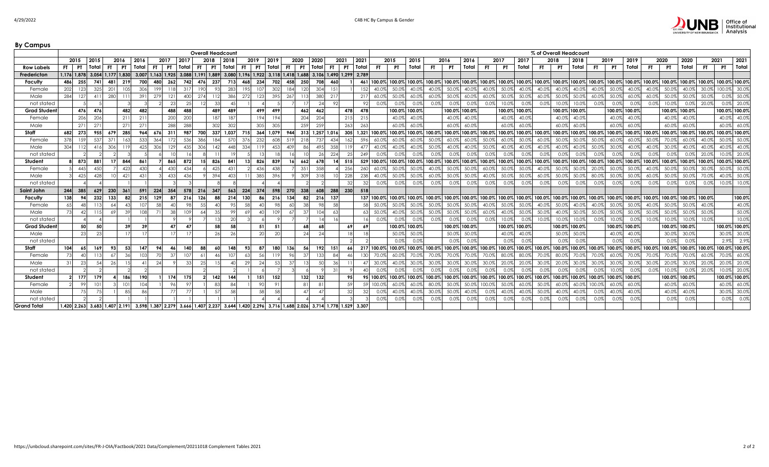## By Campus

| | Overall Headcount | | | | | | | | | | | | | | | | | | | | | % of Overall Headcount | | | | | | | | | | | | | | | | | | | | |
|---|---|---|---|---|---|---|---|---|---|---|---|---|---|---|---|---|---|---|---|---|---|---|---|---|---|---|---|---|---|---|---|---|---|---|---|---|---|---|---|---|---|---|
| | 2015 | | 2015 | 2016 | | 2016 | 2017 | | 2017 | 2018 | | 2018 | 2019 | | 2019 | 2020 | | 2020 | 2021 | | 2021 | 2015 | | 2015 | 2016 | | 2016 | 2017 | | 2017 | 2018 | | 2018 | 2019 | | 2019 | 2020 | | 2020 | 2021 | | 2021 |
| **Row Labels** | **FT** | **PT** | **Total** | **FT** | **PT** | **Total** | **FT** | **PT** | **Total** | **FT** | **PT** | **Total** | **FT** | **PT** | **Total** | **FT** | **PT** | **Total** | **FT** | **PT** | **Total** | **FT** | **PT** | **Total** | **FT** | **PT** | **Total** | **FT** | **PT** | **Total** | **FT** | **PT** | **Total** | **FT** | **PT** | **Total** | **FT** | **PT** | **Total** | **FT** | **PT** | **Total** |
| **Fredericton** | 1,176 | 1,878 | 3,054 | 1,177 | 1,830 | 3,007 | 1,163 | 1,925 | 3,088 | 1,191 | 1,889 | 3,080 | 1,196 | 1,922 | 3,118 | 1,418 | 1,688 | 3,106 | 1,490 | 1,299 | 2,789 | | | | | | | | | | | | | | | | | | | | | |
| **Faculty** | 486 | 255 | 741 | 481 | 219 | 700 | 480 | 262 | 742 | 476 | 237 | 713 | 468 | 234 | 702 | 458 | 250 | 708 | 460 | 1 | 461 | 100.0% | 100.0% | 100.0% | 100.0% | 100.0% | 100.0% | 100.0% | 100.0% | 100.0% | 100.0% | 100.0% | 100.0% | 100.0% | 100.0% | 100.0% | 100.0% | 100.0% | 100.0% | 100.0% | 100.0% | 100.0% |
| Female | 202 | 123 | 325 | 201 | 105 | 306 | 199 | 118 | 317 | 190 | 93 | 283 | 195 | 107 | 302 | 184 | 120 | 304 | 151 | 1 | 152 | 40.0% | 50.0% | 40.0% | 40.0% | 50.0% | 40.0% | 40.0% | 50.0% | 40.0% | 40.0% | 40.0% | 40.0% | 40.0% | 50.0% | 40.0% | 40.0% | 50.0% | 40.0% | 30.0% | 100.0% | 30.0% |
| Male | 284 | 127 | 411 | 280 | 111 | 391 | 279 | 121 | 400 | 274 | 112 | 386 | 272 | 123 | 395 | 267 | 113 | 380 | 217 | | 217 | 60.0% | 50.0% | 60.0% | 60.0% | 50.0% | 60.0% | 60.0% | 50.0% | 50.0% | 60.0% | 50.0% | 50.0% | 60.0% | 50.0% | 60.0% | 60.0% | 50.0% | 50.0% | 50.0% | 0.0% | 50.0% |
| not stated | | 5 | 5 | | 3 | 3 | 2 | 23 | 25 | 12 | 33 | 45 | 1 | 4 | 5 | 7 | 17 | 24 | 92 | | 92 | 0.0% | 0.0% | 0.0% | 0.0% | 0.0% | 0.0% | 0.0% | 10.0% | 0.0% | 0.0% | 10.0% | 10.0% | 0.0% | 0.0% | 0.0% | 0.0% | 10.0% | 0.0% | 20.0% | 0.0% | 20.0% |
| **Grad Student** | | 476 | 476 | | 482 | 482 | | 488 | 488 | | 489 | 489 | | 499 | 499 | | 462 | 462 | | 478 | 478 | | 100.0% | 100.0% | | 100.0% | 100.0% | | 100.0% | 100.0% | | 100.0% | 100.0% | | 100.0% | 100.0% | | 100.0% | 100.0% | | 100.0% | 100.0% |
| Female | | 206 | 206 | | 211 | 211 | | 200 | 200 | | 187 | 187 | | 194 | 194 | | 204 | 204 | | 215 | 215 | | 40.0% | 40.0% | | 40.0% | 40.0% | | 40.0% | 40.0% | | 40.0% | 40.0% | | 40.0% | 40.0% | | 40.0% | 40.0% | | 40.0% | 40.0% |
| Male | | 271 | 271 | | 271 | 271 | | 288 | 288 | | 302 | 302 | | 305 | 305 | | 259 | 259 | | 263 | 263 | | 60.0% | 60.0% | | 60.0% | 60.0% | | 60.0% | 60.0% | | 60.0% | 60.0% | | 60.0% | 60.0% | | 60.0% | 60.0% | | 60.0% | 60.0% |
| **Staff** | 682 | 273 | 955 | 679 | 285 | 964 | 676 | 311 | 987 | 700 | 337 | 1,037 | 715 | 364 | 1,079 | 944 | 313 | 1,257 | 1,016 | 305 | 1,321 | 100.0% | 100.0% | 100.0% | 100.0% | 100.0% | 100.0% | 100.0% | 100.0% | 100.0% | 100.0% | 100.0% | 100.0% | 100.0% | 100.0% | 100.0% | 100.0% | 100.0% | 100.0% | 100.0% | 100.0% | 100.0% |
| Female | 378 | 159 | 537 | 371 | 163 | 533 | 364 | 172 | 536 | 386 | 184 | 570 | 376 | 232 | 608 | 519 | 218 | 737 | 434 | 162 | 596 | 60.0% | 60.0% | 60.0% | 50.0% | 60.0% | 60.0% | 50.0% | 60.0% | 50.0% | 60.0% | 50.0% | 50.0% | 50.0% | 60.0% | 60.0% | 50.0% | 70.0% | 60.0% | 40.0% | 50.0% | 50.0% |
| Male | 304 | 112 | 416 | 306 | 119 | 425 | 306 | 129 | 435 | 306 | 142 | 448 | 334 | 119 | 453 | 409 | 86 | 495 | 358 | 119 | 477 | 40.0% | 40.0% | 40.0% | 50.0% | 40.0% | 40.0% | 50.0% | 40.0% | 40.0% | 40.0% | 40.0% | 40.0% | 50.0% | 30.0% | 40.0% | 40.0% | 30.0% | 40.0% | 40.0% | 40.0% | 40.0% |
| not stated | | 2 | 2 | 2 | 3 | 5 | 6 | 10 | 16 | 8 | 11 | 19 | 5 | 13 | 18 | 16 | 10 | 26 | 224 | 25 | 249 | 0.0% | 0.0% | 0.0% | 0.0% | 0.0% | 0.0% | 0.0% | 0.0% | 0.0% | 0.0% | 0.0% | 0.0% | 0.0% | 0.0% | 0.0% | 0.0% | 0.0% | 0.0% | 20.0% | 10.0% | 20.0% |
| **Student** | 8 | 873 | 881 | 17 | 844 | 861 | 7 | 865 | 872 | 15 | 826 | 841 | 13 | 826 | 839 | 16 | 662 | 678 | 14 | 515 | 529 | 100.0% | 100.0% | 100.0% | 100.0% | 100.0% | 100.0% | 100.0% | 100.0% | 100.0% | 100.0% | 100.0% | 100.0% | 100.0% | 100.0% | 100.0% | 100.0% | 100.0% | 100.0% | 100.0% | 100.0% | 100.0% |
| Female | 5 | 445 | 450 | 7 | 423 | 430 | 4 | 430 | 434 | 6 | 425 | 431 | 2 | 436 | 438 | 7 | 351 | 358 | 4 | 256 | 260 | 60.0% | 50.0% | 50.0% | 40.0% | 50.0% | 50.0% | 60.0% | 50.0% | 50.0% | 40.0% | 50.0% | 50.0% | 20.0% | 50.0% | 50.0% | 40.0% | 50.0% | 50.0% | 30.0% | 50.0% | 50.0% |
| Male | 3 | 425 | 428 | 10 | 421 | 431 | 3 | 433 | 436 | 9 | 394 | 403 | 11 | 385 | 396 | 9 | 309 | 318 | 10 | 228 | 238 | 40.0% | 50.0% | 50.0% | 60.0% | 50.0% | 50.0% | 40.0% | 50.0% | 50.0% | 60.0% | 50.0% | 50.0% | 80.0% | 50.0% | 50.0% | 60.0% | 50.0% | 50.0% | 70.0% | 40.0% | 50.0% |
| not stated | | 4 | 4 | | 1 | 1 | | 3 | 3 | | 8 | 8 | | 4 | 4 | | 2 | 2 | | 32 | 32 | 0.0% | 0.0% | 0.0% | 0.0% | 0.0% | 0.0% | 0.0% | 0.0% | 0.0% | 0.0% | 0.0% | 0.0% | 0.0% | 0.0% | 0.0% | 0.0% | 0.0% | 0.0% | 0.0% | 10.0% | 10.0% |
| **Saint John** | 244 | 385 | 629 | 230 | 361 | 591 | 224 | 354 | 578 | 216 | 347 | 563 | 224 | 374 | 598 | 270 | 338 | 608 | 288 | 230 | 518 | | | | | | | | | | | | | | | | | | | | | |
| **Faculty** | 138 | 94 | 232 | 133 | 82 | 215 | 129 | 87 | 216 | 126 | 88 | 214 | 130 | 86 | 216 | 134 | 82 | 216 | 137 | | 137 | 100.0% | 100.0% | 100.0% | 100.0% | 100.0% | 100.0% | 100.0% | 100.0% | 100.0% | 100.0% | 100.0% | 100.0% | 100.0% | 100.0% | 100.0% | 100.0% | 100.0% | 100.0% | 100.0% | | 100.0% |
| Female | 65 | 48 | 113 | 64 | 43 | 107 | 58 | 40 | 98 | 55 | 40 | 95 | 58 | 40 | 98 | 60 | 38 | 98 | 58 | | 58 | 50.0% | 50.0% | 50.0% | 50.0% | 50.0% | 50.0% | 40.0% | 50.0% | 50.0% | 40.0% | 50.0% | 40.0% | 40.0% | 50.0% | 50.0% | 40.0% | 50.0% | 50.0% | 40.0% | | 40.0% |
| Male | 73 | 42 | 115 | 69 | 39 | 108 | 71 | 38 | 109 | 64 | 35 | 99 | 69 | 40 | 109 | 67 | 37 | 104 | 63 | | 63 | 50.0% | 40.0% | 50.0% | 50.0% | 50.0% | 50.0% | 60.0% | 40.0% | 50.0% | 50.0% | 40.0% | 50.0% | 50.0% | 50.0% | 50.0% | 50.0% | 50.0% | 50.0% | 50.0% | | 50.0% |
| not stated | | 4 | 4 | | | 1 | | 9 | 9 | 7 | 13 | 20 | 3 | 6 | 9 | 7 | 7 | 14 | 16 | | 16 | 0.0% | 0.0% | 0.0% | 0.0% | 0.0% | 0.0% | 0.0% | 10.0% | 0.0% | 10.0% | 10.0% | 10.0% | 0.0% | 10.0% | 0.0% | 10.0% | 10.0% | 10.0% | 10.0% | | 10.0% |
| **Grad Student** | | 50 | 50 | | 39 | 39 | | 47 | 47 | | 58 | 58 | | 51 | 51 | | 68 | 68 | | 69 | 69 | | 100.0% | 100.0% | | 100.0% | 100.0% | | 100.0% | 100.0% | | 100.0% | 100.0% | | 100.0% | 100.0% | | 100.0% | 100.0% | | 100.0% | 100.0% |
| Male | | 23 | 23 | | 17 | 17 | | 17 | 17 | | 26 | 26 | | 20 | 20 | | 24 | 24 | | 18 | 18 | | 50.0% | 50.0% | | 50.0% | 50.0% | | 40.0% | 40.0% | | 50.0% | 50.0% | | 40.0% | 40.0% | | 30.0% | 30.0% | | 30.0% | 30.0% |
| not stated | | | | | | | | | | | | | | | | | | | | 2 | 2 | | 0.0% | 0.0% | | 0.0% | 0.0% | | 0.0% | 0.0% | | 0.0% | 0.0% | | 0.0% | 0.0% | | 0.0% | 0.0% | | 2.9% | 2.9% |
| **Staff** | 104 | 65 | 169 | 93 | 53 | 147 | 94 | 46 | 140 | 88 | 60 | 148 | 93 | 87 | 180 | 136 | 56 | 192 | 151 | 66 | 217 | 100.0% | 100.0% | 100.0% | 100.0% | 100.0% | 100.0% | 100.0% | 100.0% | 100.0% | 100.0% | 100.0% | 100.0% | 100.0% | 100.0% | 100.0% | 100.0% | 100.0% | 100.0% | 100.0% | 100.0% | 100.0% |
| Female | 73 | 40 | 113 | 67 | 36 | 103 | 70 | 37 | 107 | 61 | 46 | 107 | 63 | 56 | 119 | 96 | 37 | 133 | 84 | 46 | 130 | 70.0% | 60.0% | 70.0% | 70.0% | 70.0% | 70.0% | 70.0% | 80.0% | 80.0% | 70.0% | 80.0% | 70.0% | 70.0% | 60.0% | 70.0% | 70.0% | 70.0% | 70.0% | 60.0% | 70.0% | 60.0% |
| Male | 31 | 23 | 54 | 26 | 15 | 41 | 24 | 9 | 33 | 25 | 15 | 40 | 29 | 24 | 53 | 37 | 13 | 50 | 36 | 11 | 47 | 30.0% | 40.0% | 30.0% | 30.0% | 30.0% | 30.0% | 30.0% | 20.0% | 20.0% | 30.0% | 20.0% | 30.0% | 30.0% | 30.0% | 30.0% | 30.0% | 20.0% | 30.0% | 20.0% | 20.0% | 20.0% |
| not stated | | 2 | 2 | | 2 | 2 | | | | 2 | | 2 | 1 | 6 | 7 | 3 | 6 | 9 | 31 | 9 | 40 | 0.0% | 0.0% | 0.0% | 0.0% | 0.0% | 0.0% | 0.0% | 0.0% | 0.0% | 0.0% | 0.0% | 0.0% | 0.0% | 10.0% | 0.0% | 0.0% | 10.0% | 10.0% | 20.0% | 10.0% | 20.0% |
| **Student** | 2 | 177 | 179 | 4 | 186 | 190 | | 174 | 174 | 2 | 142 | 144 | 1 | 151 | 152 | | 132 | 132 | | 95 | 95 | 100.0% | 100.0% | 100.0% | 100.0% | 100.0% | 100.0% | 100.0% | 100.0% | 100.0% | 100.0% | 100.0% | 100.0% | 100.0% | 100.0% | 100.0% | | 100.0% | 100.0% | | 100.0% | 100.0% |
| Female | | 99 | 101 | 3 | 101 | 104 | | 96 | 97 | | 83 | 84 | | 90 | 91 | | 81 | 81 | | 59 | 59 | 100.0% | 60.0% | 60.0% | 80.0% | 50.0% | 50.0% | 100.0% | 50.0% | 60.0% | 50.0% | 60.0% | 60.0% | 100.0% | 60.0% | 60.0% | | 60.0% | 60.0% | | 60.0% | 60.0% |
| Male | | 75 | 75 | | 85 | 86 | | 77 | 77 | | 57 | 58 | | 58 | 58 | | 47 | 47 | | 32 | 32 | 0.0% | 40.0% | 40.0% | 30.0% | 50.0% | 40.0% | 0.0% | 40.0% | 40.0% | 50.0% | 40.0% | 40.0% | 0.0% | 40.0% | 40.0% | | 40.0% | 40.0% | | 30.0% | 30.0% |
| not stated | | 2 | 2 | | 1 | 1 | | 1 | 1 | | 1 | 1 | | 4 | 4 | | 4 | 4 | | 3 | 3 | 0.0% | 0.0% | 0.0% | 0.0% | 0.0% | 0.0% | 0.0% | 0.0% | 0.0% | 0.0% | 0.0% | 0.0% | 0.0% | 0.0% | 0.0% | | 0.0% | 0.0% | | 0.0% | 0.0% |
| **Grand Total** | 1,420 | 2,263 | 3,683 | 1,407 | 2,191 | 3,598 | 1,387 | 2,279 | 3,666 | 1,407 | 2,237 | 3,644 | 1,420 | 2,296 | 3,716 | 1,688 | 2,026 | 3,714 | 1,778 | 1,529 | 3,307 | | | | | | | | | | | | | | | | | | | | | |